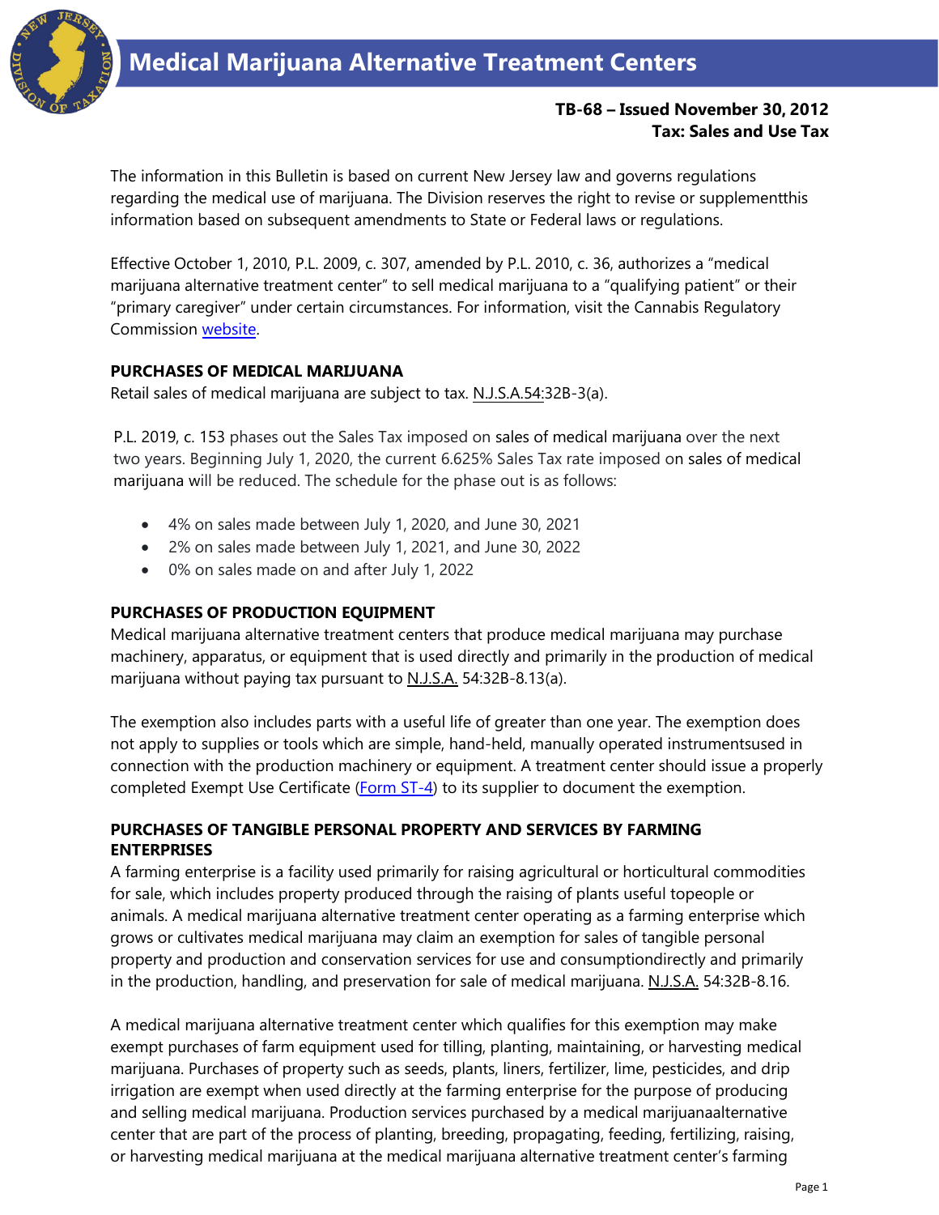# Medical Marijuana Alternative Treatment Centers

**TB-68 – Issued November 30, 2012**
**Tax: Sales and Use Tax**

The information in this Bulletin is based on current New Jersey law and governs regulations regarding the medical use of marijuana. The Division reserves the right to revise or supplementthis information based on subsequent amendments to State or Federal laws or regulations.

Effective October 1, 2010, P.L. 2009, c. 307, amended by P.L. 2010, c. 36, authorizes a "medical marijuana alternative treatment center" to sell medical marijuana to a "qualifying patient" or their "primary caregiver" under certain circumstances. For information, visit the Cannabis Regulatory Commission website.

**PURCHASES OF MEDICAL MARIJUANA**
Retail sales of medical marijuana are subject to tax. N.J.S.A.54:32B-3(a).

P.L. 2019, c. 153 phases out the Sales Tax imposed on sales of medical marijuana over the next two years. Beginning July 1, 2020, the current 6.625% Sales Tax rate imposed on sales of medical marijuana will be reduced. The schedule for the phase out is as follows:

- 4% on sales made between July 1, 2020, and June 30, 2021
- 2% on sales made between July 1, 2021, and June 30, 2022
- 0% on sales made on and after July 1, 2022

**PURCHASES OF PRODUCTION EQUIPMENT**
Medical marijuana alternative treatment centers that produce medical marijuana may purchase machinery, apparatus, or equipment that is used directly and primarily in the production of medical marijuana without paying tax pursuant to N.J.S.A. 54:32B-8.13(a).

The exemption also includes parts with a useful life of greater than one year. The exemption does not apply to supplies or tools which are simple, hand-held, manually operated instrumentsused in connection with the production machinery or equipment. A treatment center should issue a properly completed Exempt Use Certificate (Form ST-4) to its supplier to document the exemption.

**PURCHASES OF TANGIBLE PERSONAL PROPERTY AND SERVICES BY FARMING ENTERPRISES**
A farming enterprise is a facility used primarily for raising agricultural or horticultural commodities for sale, which includes property produced through the raising of plants useful topeople or animals. A medical marijuana alternative treatment center operating as a farming enterprise which grows or cultivates medical marijuana may claim an exemption for sales of tangible personal property and production and conservation services for use and consumptiondirectly and primarily in the production, handling, and preservation for sale of medical marijuana. N.J.S.A. 54:32B-8.16.

A medical marijuana alternative treatment center which qualifies for this exemption may make exempt purchases of farm equipment used for tilling, planting, maintaining, or harvesting medical marijuana. Purchases of property such as seeds, plants, liners, fertilizer, lime, pesticides, and drip irrigation are exempt when used directly at the farming enterprise for the purpose of producing and selling medical marijuana. Production services purchased by a medical marijuanaalternative center that are part of the process of planting, breeding, propagating, feeding, fertilizing, raising, or harvesting medical marijuana at the medical marijuana alternative treatment center's farming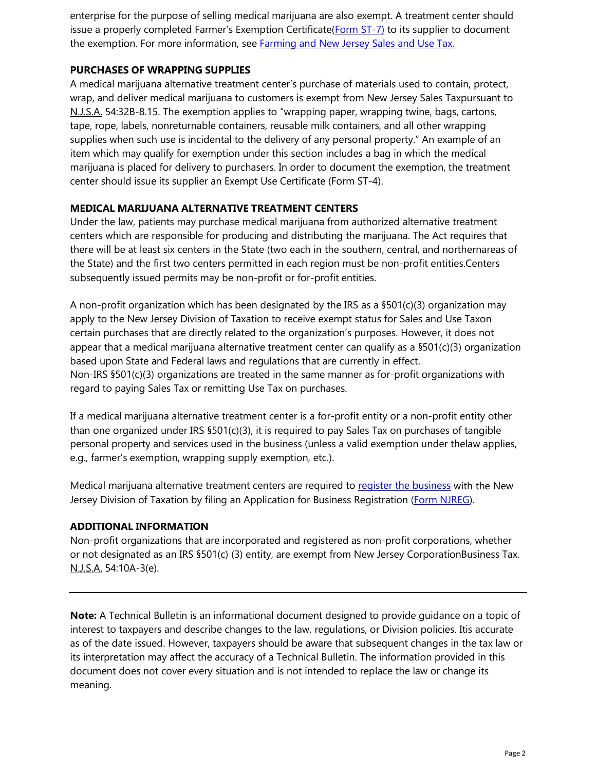enterprise for the purpose of selling medical marijuana are also exempt. A treatment center should issue a properly completed Farmer's Exemption Certificate(Form ST-7) to its supplier to document the exemption. For more information, see Farming and New Jersey Sales and Use Tax.

**PURCHASES OF WRAPPING SUPPLIES**

A medical marijuana alternative treatment center's purchase of materials used to contain, protect, wrap, and deliver medical marijuana to customers is exempt from New Jersey Sales Taxpursuant to N.J.S.A. 54:32B-8.15. The exemption applies to "wrapping paper, wrapping twine, bags, cartons, tape, rope, labels, nonreturnable containers, reusable milk containers, and all other wrapping supplies when such use is incidental to the delivery of any personal property." An example of an item which may qualify for exemption under this section includes a bag in which the medical marijuana is placed for delivery to purchasers. In order to document the exemption, the treatment center should issue its supplier an Exempt Use Certificate (Form ST-4).

**MEDICAL MARIJUANA ALTERNATIVE TREATMENT CENTERS**

Under the law, patients may purchase medical marijuana from authorized alternative treatment centers which are responsible for producing and distributing the marijuana. The Act requires that there will be at least six centers in the State (two each in the southern, central, and northernareas of the State) and the first two centers permitted in each region must be non-profit entities.Centers subsequently issued permits may be non-profit or for-profit entities.

A non-profit organization which has been designated by the IRS as a §501(c)(3) organization may apply to the New Jersey Division of Taxation to receive exempt status for Sales and Use Taxon certain purchases that are directly related to the organization's purposes. However, it does not appear that a medical marijuana alternative treatment center can qualify as a §501(c)(3) organization based upon State and Federal laws and regulations that are currently in effect.
Non-IRS §501(c)(3) organizations are treated in the same manner as for-profit organizations with regard to paying Sales Tax or remitting Use Tax on purchases.

If a medical marijuana alternative treatment center is a for-profit entity or a non-profit entity other than one organized under IRS §501(c)(3), it is required to pay Sales Tax on purchases of tangible personal property and services used in the business (unless a valid exemption under thelaw applies, e.g., farmer's exemption, wrapping supply exemption, etc.).

Medical marijuana alternative treatment centers are required to register the business with the New Jersey Division of Taxation by filing an Application for Business Registration (Form NJREG).

**ADDITIONAL INFORMATION**

Non-profit organizations that are incorporated and registered as non-profit corporations, whether or not designated as an IRS §501(c) (3) entity, are exempt from New Jersey CorporationBusiness Tax. N.J.S.A. 54:10A-3(e).

---

**Note:** A Technical Bulletin is an informational document designed to provide guidance on a topic of interest to taxpayers and describe changes to the law, regulations, or Division policies. Itis accurate as of the date issued. However, taxpayers should be aware that subsequent changes in the tax law or its interpretation may affect the accuracy of a Technical Bulletin. The information provided in this document does not cover every situation and is not intended to replace the law or change its meaning.